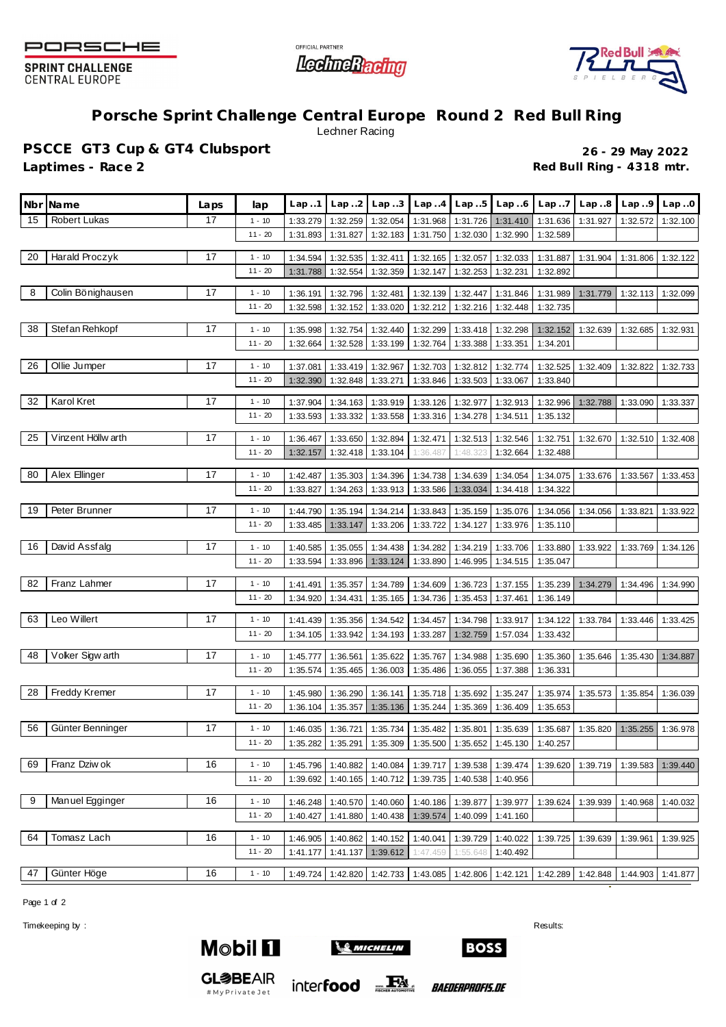# Porsche Sprint Challenge Central Europe Round 2 Red Bull Ring

Lechner Racing

## PSCCE GT3 Cup & GT4 Clubsport

**Laptimes - Race 2**

**26 - 29 May 2022**

**Red Bull Ring - 4318 mtr.**

| Nbr | Name | Laps | lap | Lap..1 | Lap..2 | Lap..3 | Lap..4 | Lap..5 | Lap..6 | Lap..7 | Lap..8 | Lap..9 | Lap..0 |
|---|---|---|---|---|---|---|---|---|---|---|---|---|---|
| 15 | Robert Lukas | 17 | 1 - 10 | 1:33.279 | 1:32.259 | 1:32.054 | 1:31.968 | 1:31.726 | 1:31.410 | 1:31.636 | 1:31.927 | 1:32.572 | 1:32.100 |
| | | | 11 - 20 | 1:31.893 | 1:31.827 | 1:32.183 | 1:31.750 | 1:32.030 | 1:32.990 | 1:32.589 | | | |
| 20 | Harald Proczyk | 17 | 1 - 10 | 1:34.594 | 1:32.535 | 1:32.411 | 1:32.165 | 1:32.057 | 1:32.033 | 1:31.887 | 1:31.904 | 1:31.806 | 1:32.122 |
| | | | 11 - 20 | 1:31.788 | 1:32.554 | 1:32.359 | 1:32.147 | 1:32.253 | 1:32.231 | 1:32.892 | | | |
| 8 | Colin Bönighausen | 17 | 1 - 10 | 1:36.191 | 1:32.796 | 1:32.481 | 1:32.139 | 1:32.447 | 1:31.846 | 1:31.989 | 1:31.779 | 1:32.113 | 1:32.099 |
| | | | 11 - 20 | 1:32.598 | 1:32.152 | 1:33.020 | 1:32.212 | 1:32.216 | 1:32.448 | 1:32.735 | | | |
| 38 | Stefan Rehkopf | 17 | 1 - 10 | 1:35.998 | 1:32.754 | 1:32.440 | 1:32.299 | 1:33.418 | 1:32.298 | 1:32.152 | 1:32.639 | 1:32.685 | 1:32.931 |
| | | | 11 - 20 | 1:32.664 | 1:32.528 | 1:33.199 | 1:32.764 | 1:33.388 | 1:33.351 | 1:34.201 | | | |
| 26 | Ollie Jumper | 17 | 1 - 10 | 1:37.081 | 1:33.419 | 1:32.967 | 1:32.703 | 1:32.812 | 1:32.774 | 1:32.525 | 1:32.409 | 1:32.822 | 1:32.733 |
| | | | 11 - 20 | 1:32.390 | 1:32.848 | 1:33.271 | 1:33.846 | 1:33.503 | 1:33.067 | 1:33.840 | | | |
| 32 | Karol Kret | 17 | 1 - 10 | 1:37.904 | 1:34.163 | 1:33.919 | 1:33.126 | 1:32.977 | 1:32.913 | 1:32.996 | 1:32.788 | 1:33.090 | 1:33.337 |
| | | | 11 - 20 | 1:33.593 | 1:33.332 | 1:33.558 | 1:33.316 | 1:34.278 | 1:34.511 | 1:35.132 | | | |
| 25 | Vinzent Höllwarth | 17 | 1 - 10 | 1:36.467 | 1:33.650 | 1:32.894 | 1:32.471 | 1:32.513 | 1:32.546 | 1:32.751 | 1:32.670 | 1:32.510 | 1:32.408 |
| | | | 11 - 20 | 1:32.157 | 1:32.418 | 1:33.104 | 1:36.487 | 1:48.323 | 1:32.664 | 1:32.488 | | | |
| 80 | Alex Ellinger | 17 | 1 - 10 | 1:42.487 | 1:35.303 | 1:34.396 | 1:34.738 | 1:34.639 | 1:34.054 | 1:34.075 | 1:33.676 | 1:33.567 | 1:33.453 |
| | | | 11 - 20 | 1:33.827 | 1:34.263 | 1:33.913 | 1:33.586 | 1:33.034 | 1:34.418 | 1:34.322 | | | |
| 19 | Peter Brunner | 17 | 1 - 10 | 1:44.790 | 1:35.194 | 1:34.214 | 1:33.843 | 1:35.159 | 1:35.076 | 1:34.056 | 1:34.056 | 1:33.821 | 1:33.922 |
| | | | 11 - 20 | 1:33.485 | 1:33.147 | 1:33.206 | 1:33.722 | 1:34.127 | 1:33.976 | 1:35.110 | | | |
| 16 | David Assfalg | 17 | 1 - 10 | 1:40.585 | 1:35.055 | 1:34.438 | 1:34.282 | 1:34.219 | 1:33.706 | 1:33.880 | 1:33.922 | 1:33.769 | 1:34.126 |
| | | | 11 - 20 | 1:33.594 | 1:33.896 | 1:33.124 | 1:33.890 | 1:46.995 | 1:34.515 | 1:35.047 | | | |
| 82 | Franz Lahmer | 17 | 1 - 10 | 1:41.491 | 1:35.357 | 1:34.789 | 1:34.609 | 1:36.723 | 1:37.155 | 1:35.239 | 1:34.279 | 1:34.496 | 1:34.990 |
| | | | 11 - 20 | 1:34.920 | 1:34.431 | 1:35.165 | 1:34.736 | 1:35.453 | 1:37.461 | 1:36.149 | | | |
| 63 | Leo Willert | 17 | 1 - 10 | 1:41.439 | 1:35.356 | 1:34.542 | 1:34.457 | 1:34.798 | 1:33.917 | 1:34.122 | 1:33.784 | 1:33.446 | 1:33.425 |
| | | | 11 - 20 | 1:34.105 | 1:33.942 | 1:34.193 | 1:33.287 | 1:32.759 | 1:57.034 | 1:33.432 | | | |
| 48 | Volker Sigwarth | 17 | 1 - 10 | 1:45.777 | 1:36.561 | 1:35.622 | 1:35.767 | 1:34.988 | 1:35.690 | 1:35.360 | 1:35.646 | 1:35.430 | 1:34.887 |
| | | | 11 - 20 | 1:35.574 | 1:35.465 | 1:36.003 | 1:35.486 | 1:36.055 | 1:37.388 | 1:36.331 | | | |
| 28 | Freddy Kremer | 17 | 1 - 10 | 1:45.980 | 1:36.290 | 1:36.141 | 1:35.718 | 1:35.692 | 1:35.247 | 1:35.974 | 1:35.573 | 1:35.854 | 1:36.039 |
| | | | 11 - 20 | 1:36.104 | 1:35.357 | 1:35.136 | 1:35.244 | 1:35.369 | 1:36.409 | 1:35.653 | | | |
| 56 | Günter Benninger | 17 | 1 - 10 | 1:46.035 | 1:36.721 | 1:35.734 | 1:35.482 | 1:35.801 | 1:35.639 | 1:35.687 | 1:35.820 | 1:35.255 | 1:36.978 |
| | | | 11 - 20 | 1:35.282 | 1:35.291 | 1:35.309 | 1:35.500 | 1:35.652 | 1:45.130 | 1:40.257 | | | |
| 69 | Franz Dziwok | 16 | 1 - 10 | 1:45.796 | 1:40.882 | 1:40.084 | 1:39.717 | 1:39.538 | 1:39.474 | 1:39.620 | 1:39.719 | 1:39.583 | 1:39.440 |
| | | | 11 - 20 | 1:39.692 | 1:40.165 | 1:40.712 | 1:39.735 | 1:40.538 | 1:40.956 | | | | |
| 9 | Manuel Egginger | 16 | 1 - 10 | 1:46.248 | 1:40.570 | 1:40.060 | 1:40.186 | 1:39.877 | 1:39.977 | 1:39.624 | 1:39.939 | 1:40.968 | 1:40.032 |
| | | | 11 - 20 | 1:40.427 | 1:41.880 | 1:40.438 | 1:39.574 | 1:40.099 | 1:41.160 | | | | |
| 64 | Tomasz Lach | 16 | 1 - 10 | 1:46.905 | 1:40.862 | 1:40.152 | 1:40.041 | 1:39.729 | 1:40.022 | 1:39.725 | 1:39.639 | 1:39.961 | 1:39.925 |
| | | | 11 - 20 | 1:41.177 | 1:41.137 | 1:39.612 | 1:47.459 | 1:55.648 | 1:40.492 | | | | |
| 47 | Günter Höge | 16 | 1 - 10 | 1:49.724 | 1:42.820 | 1:42.733 | 1:43.085 | 1:42.806 | 1:42.121 | 1:42.289 | 1:42.848 | 1:44.903 | 1:41.877 |

Timekeeping by :

Results: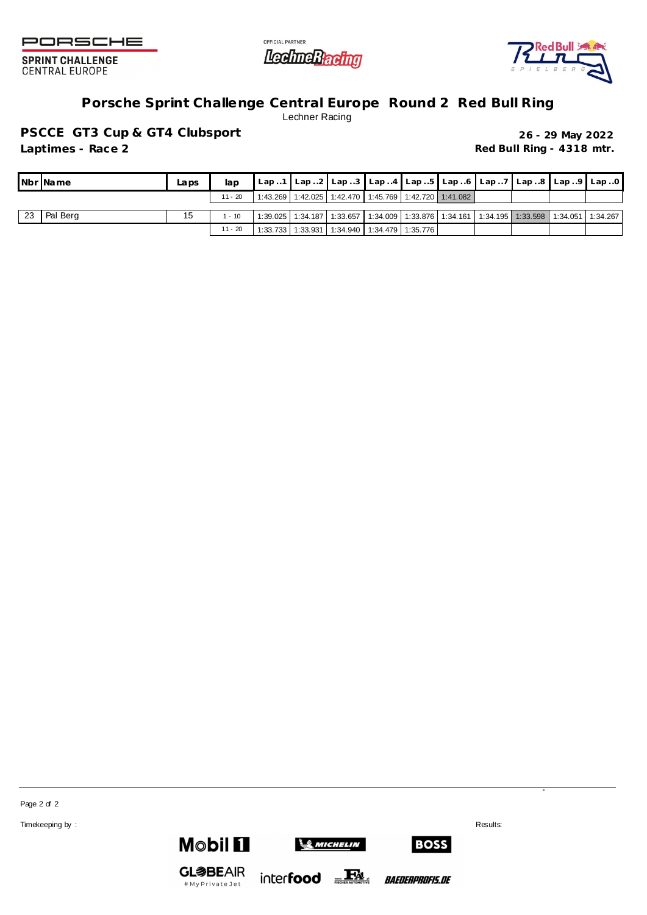# Porsche Sprint Challenge Central Europe Round 2 Red Bull Ring

Lechner Racing

**PSCCE GT3 Cup & GT4 Clubsport**

**Laptimes - Race 2**

**26 - 29 May 2022**

**Red Bull Ring - 4318 mtr.**

| Nbr | Name | Laps | lap | Lap ..1 | Lap ..2 | Lap ..3 | Lap ..4 | Lap ..5 | Lap ..6 | Lap ..7 | Lap ..8 | Lap ..9 | Lap ..0 |
|---|---|---|---|---|---|---|---|---|---|---|---|---|---|
| | | | 11 - 20 | 1:43.269 | 1:42.025 | 1:42.470 | 1:45.769 | 1:42.720 | 1:41.082 | | | | |
| 23 | Pal Berg | 15 | 1 - 10 | 1:39.025 | 1:34.187 | 1:33.657 | 1:34.009 | 1:33.876 | 1:34.161 | 1:34.195 | 1:33.598 | 1:34.051 | 1:34.267 |
| | | | 11 - 20 | 1:33.733 | 1:33.931 | 1:34.940 | 1:34.479 | 1:35.776 | | | | | |

Timekeeping by :

Results: